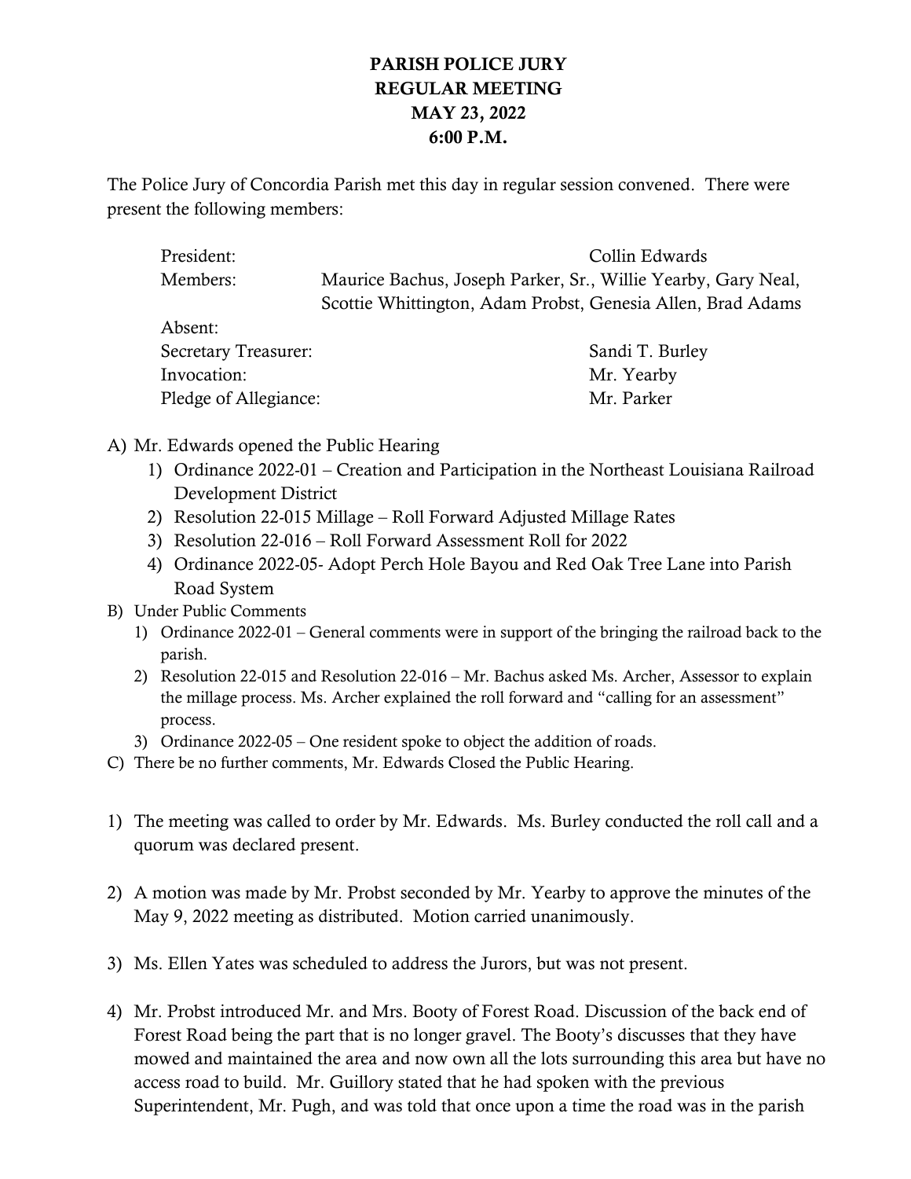**PARISH POLICE JURY**
**REGULAR MEETING**
**MAY 23, 2022**
**6:00 P.M.**

The Police Jury of Concordia Parish met this day in regular session convened. There were present the following members:

| | |
|---|---|
| President: | Collin Edwards |
| Members: | Maurice Bachus, Joseph Parker, Sr., Willie Yearby, Gary Neal, Scottie Whittington, Adam Probst, Genesia Allen, Brad Adams |
| Absent: | |
| Secretary Treasurer: | Sandi T. Burley |
| Invocation: | Mr. Yearby |
| Pledge of Allegiance: | Mr. Parker |

A) Mr. Edwards opened the Public Hearing
   1) Ordinance 2022-01 – Creation and Participation in the Northeast Louisiana Railroad Development District
   2) Resolution 22-015 Millage – Roll Forward Adjusted Millage Rates
   3) Resolution 22-016 – Roll Forward Assessment Roll for 2022
   4) Ordinance 2022-05- Adopt Perch Hole Bayou and Red Oak Tree Lane into Parish Road System

B) Under Public Comments
   1) Ordinance 2022-01 – General comments were in support of the bringing the railroad back to the parish.
   2) Resolution 22-015 and Resolution 22-016 – Mr. Bachus asked Ms. Archer, Assessor to explain the millage process. Ms. Archer explained the roll forward and "calling for an assessment" process.
   3) Ordinance 2022-05 – One resident spoke to object the addition of roads.

C) There be no further comments, Mr. Edwards Closed the Public Hearing.

1) The meeting was called to order by Mr. Edwards. Ms. Burley conducted the roll call and a quorum was declared present.

2) A motion was made by Mr. Probst seconded by Mr. Yearby to approve the minutes of the May 9, 2022 meeting as distributed. Motion carried unanimously.

3) Ms. Ellen Yates was scheduled to address the Jurors, but was not present.

4) Mr. Probst introduced Mr. and Mrs. Booty of Forest Road. Discussion of the back end of Forest Road being the part that is no longer gravel. The Booty's discusses that they have mowed and maintained the area and now own all the lots surrounding this area but have no access road to build. Mr. Guillory stated that he had spoken with the previous Superintendent, Mr. Pugh, and was told that once upon a time the road was in the parish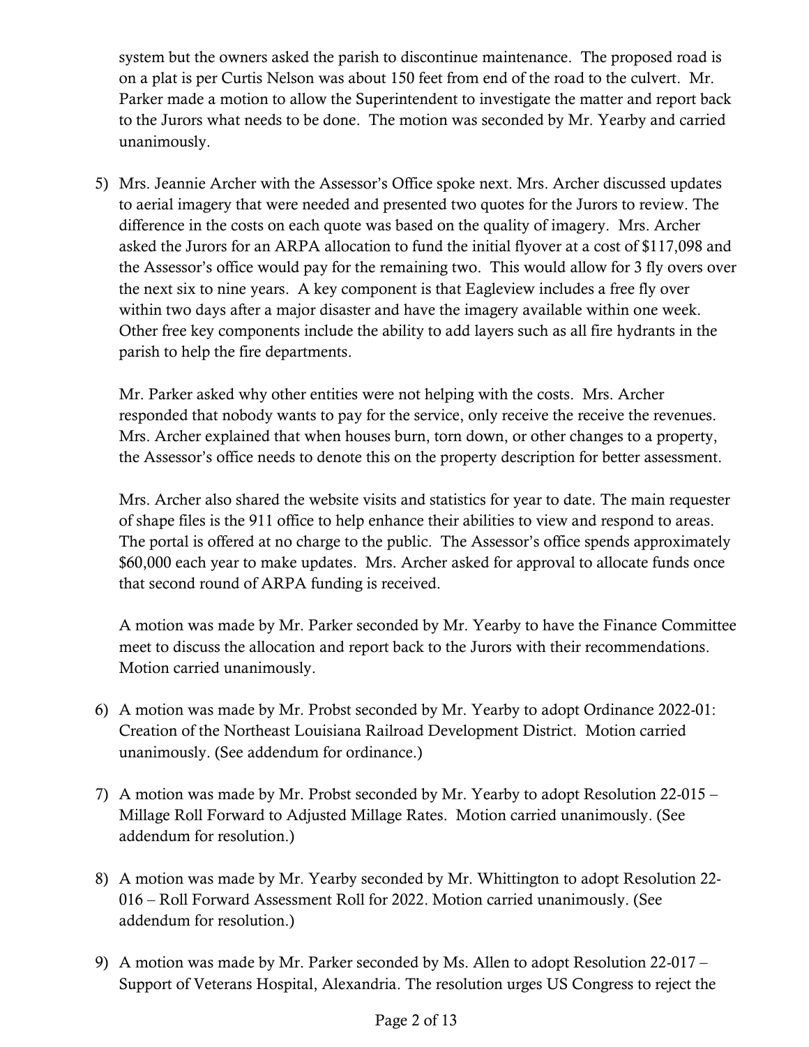system but the owners asked the parish to discontinue maintenance. The proposed road is on a plat is per Curtis Nelson was about 150 feet from end of the road to the culvert. Mr. Parker made a motion to allow the Superintendent to investigate the matter and report back to the Jurors what needs to be done. The motion was seconded by Mr. Yearby and carried unanimously.

5) Mrs. Jeannie Archer with the Assessor's Office spoke next. Mrs. Archer discussed updates to aerial imagery that were needed and presented two quotes for the Jurors to review. The difference in the costs on each quote was based on the quality of imagery. Mrs. Archer asked the Jurors for an ARPA allocation to fund the initial flyover at a cost of $117,098 and the Assessor's office would pay for the remaining two. This would allow for 3 fly overs over the next six to nine years. A key component is that Eagleview includes a free fly over within two days after a major disaster and have the imagery available within one week. Other free key components include the ability to add layers such as all fire hydrants in the parish to help the fire departments.

   Mr. Parker asked why other entities were not helping with the costs. Mrs. Archer responded that nobody wants to pay for the service, only receive the receive the revenues. Mrs. Archer explained that when houses burn, torn down, or other changes to a property, the Assessor's office needs to denote this on the property description for better assessment.

   Mrs. Archer also shared the website visits and statistics for year to date. The main requester of shape files is the 911 office to help enhance their abilities to view and respond to areas. The portal is offered at no charge to the public. The Assessor's office spends approximately $60,000 each year to make updates. Mrs. Archer asked for approval to allocate funds once that second round of ARPA funding is received.

   A motion was made by Mr. Parker seconded by Mr. Yearby to have the Finance Committee meet to discuss the allocation and report back to the Jurors with their recommendations. Motion carried unanimously.

6) A motion was made by Mr. Probst seconded by Mr. Yearby to adopt Ordinance 2022-01: Creation of the Northeast Louisiana Railroad Development District. Motion carried unanimously. (See addendum for ordinance.)

7) A motion was made by Mr. Probst seconded by Mr. Yearby to adopt Resolution 22-015 – Millage Roll Forward to Adjusted Millage Rates. Motion carried unanimously. (See addendum for resolution.)

8) A motion was made by Mr. Yearby seconded by Mr. Whittington to adopt Resolution 22-016 – Roll Forward Assessment Roll for 2022. Motion carried unanimously. (See addendum for resolution.)

9) A motion was made by Mr. Parker seconded by Ms. Allen to adopt Resolution 22-017 – Support of Veterans Hospital, Alexandria. The resolution urges US Congress to reject the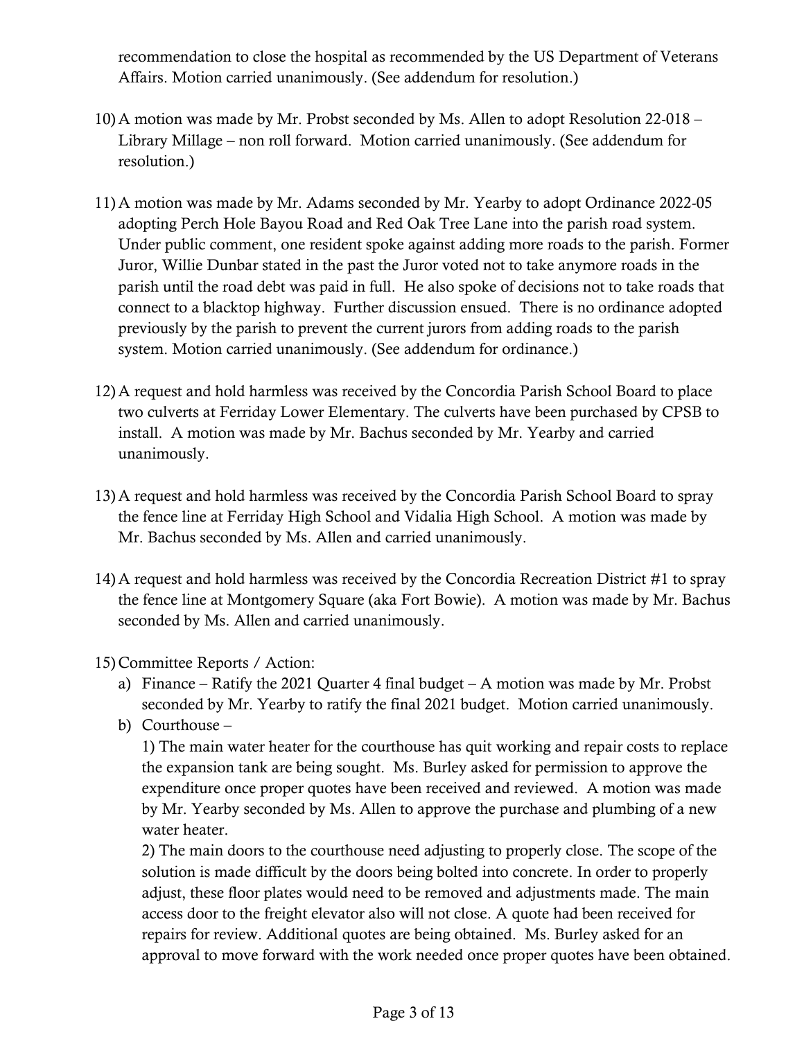recommendation to close the hospital as recommended by the US Department of Veterans Affairs. Motion carried unanimously. (See addendum for resolution.)

10) A motion was made by Mr. Probst seconded by Ms. Allen to adopt Resolution 22-018 – Library Millage – non roll forward. Motion carried unanimously. (See addendum for resolution.)

11) A motion was made by Mr. Adams seconded by Mr. Yearby to adopt Ordinance 2022-05 adopting Perch Hole Bayou Road and Red Oak Tree Lane into the parish road system. Under public comment, one resident spoke against adding more roads to the parish. Former Juror, Willie Dunbar stated in the past the Juror voted not to take anymore roads in the parish until the road debt was paid in full. He also spoke of decisions not to take roads that connect to a blacktop highway. Further discussion ensued. There is no ordinance adopted previously by the parish to prevent the current jurors from adding roads to the parish system. Motion carried unanimously. (See addendum for ordinance.)

12) A request and hold harmless was received by the Concordia Parish School Board to place two culverts at Ferriday Lower Elementary. The culverts have been purchased by CPSB to install. A motion was made by Mr. Bachus seconded by Mr. Yearby and carried unanimously.

13) A request and hold harmless was received by the Concordia Parish School Board to spray the fence line at Ferriday High School and Vidalia High School. A motion was made by Mr. Bachus seconded by Ms. Allen and carried unanimously.

14) A request and hold harmless was received by the Concordia Recreation District #1 to spray the fence line at Montgomery Square (aka Fort Bowie). A motion was made by Mr. Bachus seconded by Ms. Allen and carried unanimously.

15) Committee Reports / Action:
   a) Finance – Ratify the 2021 Quarter 4 final budget – A motion was made by Mr. Probst seconded by Mr. Yearby to ratify the final 2021 budget. Motion carried unanimously.
   b) Courthouse –

      1) The main water heater for the courthouse has quit working and repair costs to replace the expansion tank are being sought. Ms. Burley asked for permission to approve the expenditure once proper quotes have been received and reviewed. A motion was made by Mr. Yearby seconded by Ms. Allen to approve the purchase and plumbing of a new water heater.

      2) The main doors to the courthouse need adjusting to properly close. The scope of the solution is made difficult by the doors being bolted into concrete. In order to properly adjust, these floor plates would need to be removed and adjustments made. The main access door to the freight elevator also will not close. A quote had been received for repairs for review. Additional quotes are being obtained. Ms. Burley asked for an approval to move forward with the work needed once proper quotes have been obtained.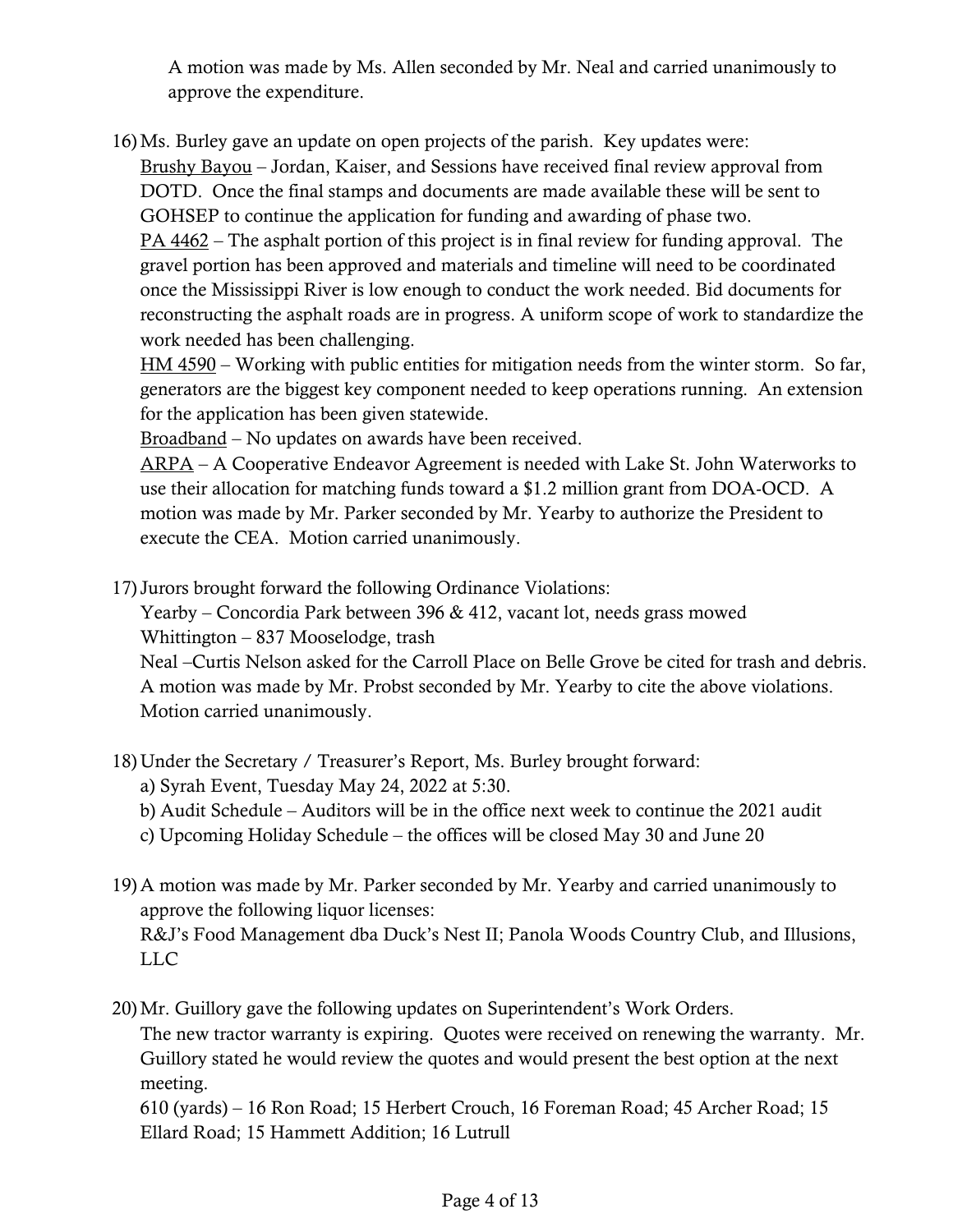A motion was made by Ms. Allen seconded by Mr. Neal and carried unanimously to approve the expenditure.

16) Ms. Burley gave an update on open projects of the parish. Key updates were:
    Brushy Bayou – Jordan, Kaiser, and Sessions have received final review approval from DOTD. Once the final stamps and documents are made available these will be sent to GOHSEP to continue the application for funding and awarding of phase two.
    PA 4462 – The asphalt portion of this project is in final review for funding approval. The gravel portion has been approved and materials and timeline will need to be coordinated once the Mississippi River is low enough to conduct the work needed. Bid documents for reconstructing the asphalt roads are in progress. A uniform scope of work to standardize the work needed has been challenging.
    HM 4590 – Working with public entities for mitigation needs from the winter storm. So far, generators are the biggest key component needed to keep operations running. An extension for the application has been given statewide.
    Broadband – No updates on awards have been received.
    ARPA – A Cooperative Endeavor Agreement is needed with Lake St. John Waterworks to use their allocation for matching funds toward a $1.2 million grant from DOA-OCD. A motion was made by Mr. Parker seconded by Mr. Yearby to authorize the President to execute the CEA. Motion carried unanimously.

17) Jurors brought forward the following Ordinance Violations:
    Yearby – Concordia Park between 396 & 412, vacant lot, needs grass mowed
    Whittington – 837 Mooselodge, trash
    Neal –Curtis Nelson asked for the Carroll Place on Belle Grove be cited for trash and debris.
    A motion was made by Mr. Probst seconded by Mr. Yearby to cite the above violations. Motion carried unanimously.

18) Under the Secretary / Treasurer's Report, Ms. Burley brought forward:
    a) Syrah Event, Tuesday May 24, 2022 at 5:30.
    b) Audit Schedule – Auditors will be in the office next week to continue the 2021 audit
    c) Upcoming Holiday Schedule – the offices will be closed May 30 and June 20

19) A motion was made by Mr. Parker seconded by Mr. Yearby and carried unanimously to approve the following liquor licenses:
    R&J's Food Management dba Duck's Nest II; Panola Woods Country Club, and Illusions, LLC

20) Mr. Guillory gave the following updates on Superintendent's Work Orders.
    The new tractor warranty is expiring. Quotes were received on renewing the warranty. Mr. Guillory stated he would review the quotes and would present the best option at the next meeting.
    610 (yards) – 16 Ron Road; 15 Herbert Crouch, 16 Foreman Road; 45 Archer Road; 15 Ellard Road; 15 Hammett Addition; 16 Lutrull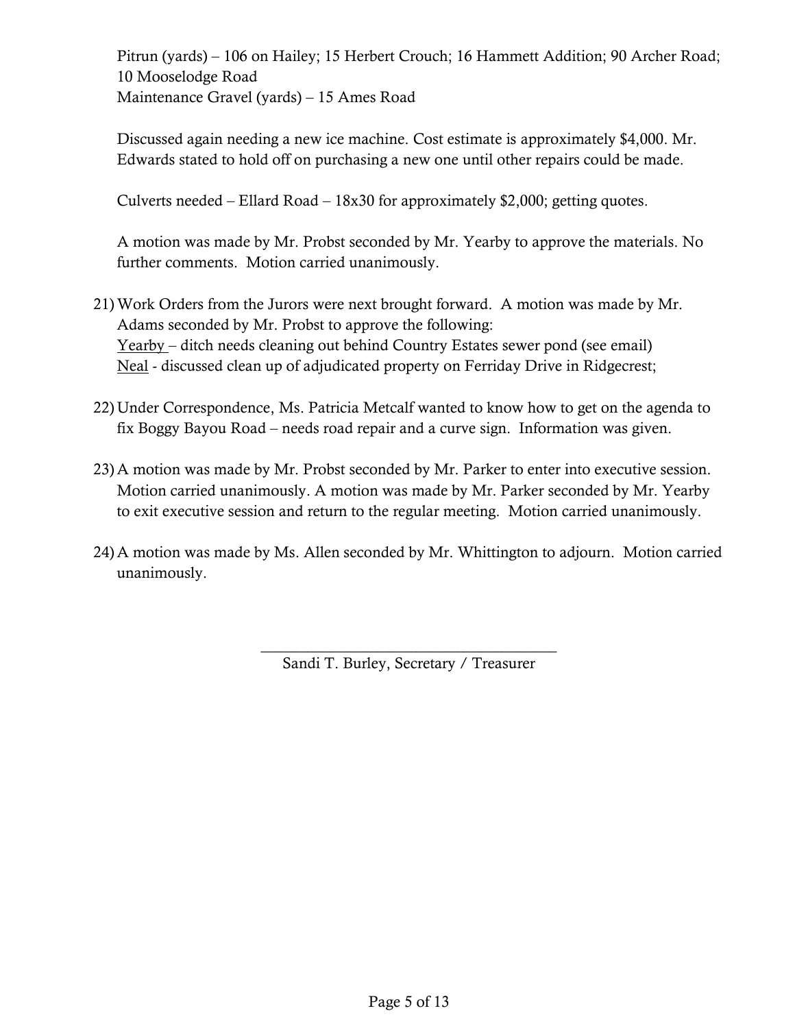Pitrun (yards) – 106 on Hailey; 15 Herbert Crouch; 16 Hammett Addition; 90 Archer Road; 10 Mooselodge Road
Maintenance Gravel (yards) – 15 Ames Road

Discussed again needing a new ice machine. Cost estimate is approximately $4,000. Mr. Edwards stated to hold off on purchasing a new one until other repairs could be made.

Culverts needed – Ellard Road – 18x30 for approximately $2,000; getting quotes.

A motion was made by Mr. Probst seconded by Mr. Yearby to approve the materials. No further comments. Motion carried unanimously.

21) Work Orders from the Jurors were next brought forward. A motion was made by Mr. Adams seconded by Mr. Probst to approve the following:
Yearby – ditch needs cleaning out behind Country Estates sewer pond (see email)
Neal - discussed clean up of adjudicated property on Ferriday Drive in Ridgecrest;

22) Under Correspondence, Ms. Patricia Metcalf wanted to know how to get on the agenda to fix Boggy Bayou Road – needs road repair and a curve sign. Information was given.

23) A motion was made by Mr. Probst seconded by Mr. Parker to enter into executive session. Motion carried unanimously. A motion was made by Mr. Parker seconded by Mr. Yearby to exit executive session and return to the regular meeting. Motion carried unanimously.

24) A motion was made by Ms. Allen seconded by Mr. Whittington to adjourn. Motion carried unanimously.

\_\_\_\_\_\_\_\_\_\_\_\_\_\_\_\_\_\_\_\_\_\_\_\_\_\_\_\_\_\_\_\_\_\_\_\_\_\_
Sandi T. Burley, Secretary / Treasurer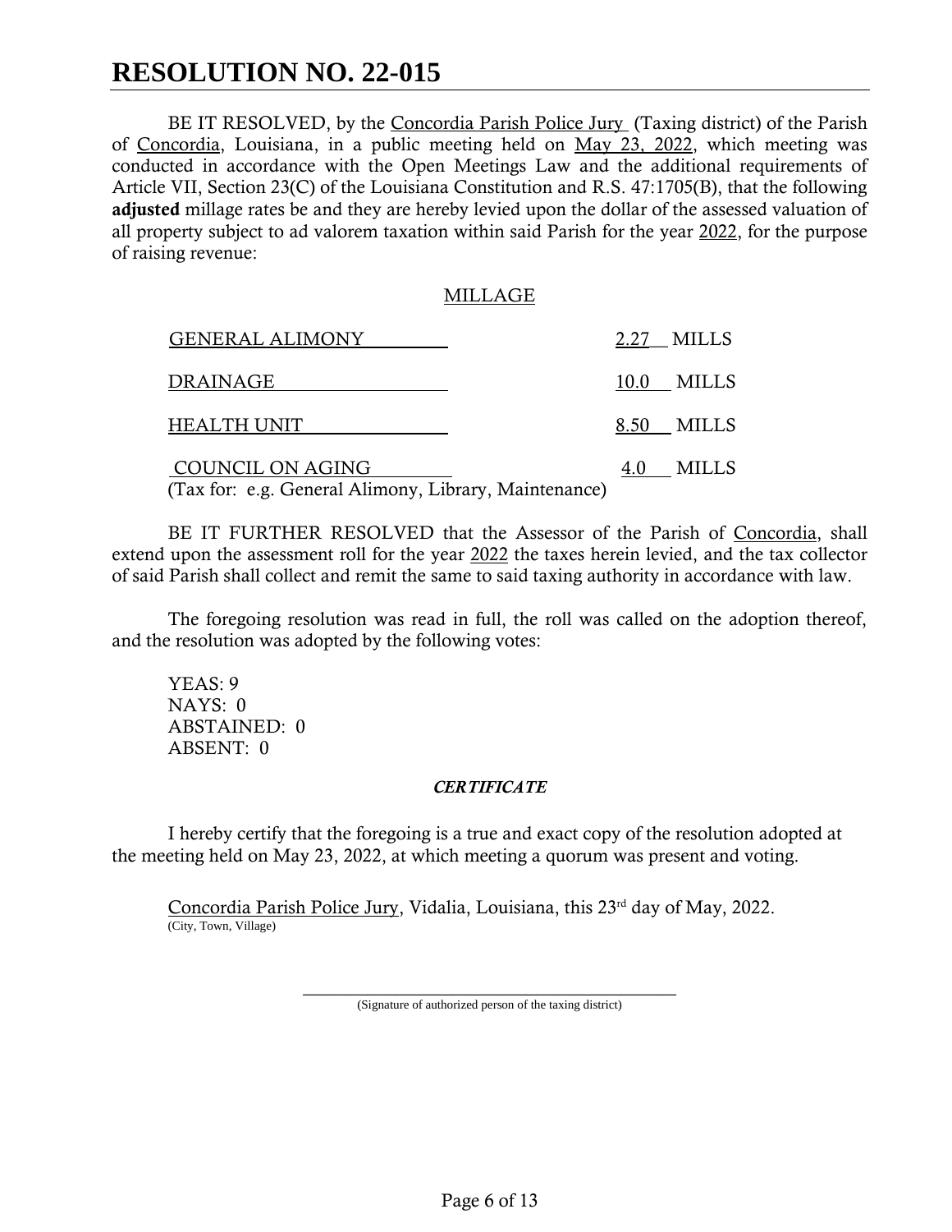# RESOLUTION NO. 22-015

BE IT RESOLVED, by the Concordia Parish Police Jury (Taxing district) of the Parish of Concordia, Louisiana, in a public meeting held on May 23, 2022, which meeting was conducted in accordance with the Open Meetings Law and the additional requirements of Article VII, Section 23(C) of the Louisiana Constitution and R.S. 47:1705(B), that the following **adjusted** millage rates be and they are hereby levied upon the dollar of the assessed valuation of all property subject to ad valorem taxation within said Parish for the year 2022, for the purpose of raising revenue:

MILLAGE

| | |
|---|---|
| GENERAL ALIMONY | 2.27 MILLS |
| DRAINAGE | 10.0 MILLS |
| HEALTH UNIT | 8.50 MILLS |
| COUNCIL ON AGING | 4.0 MILLS |

(Tax for: e.g. General Alimony, Library, Maintenance)

BE IT FURTHER RESOLVED that the Assessor of the Parish of Concordia, shall extend upon the assessment roll for the year 2022 the taxes herein levied, and the tax collector of said Parish shall collect and remit the same to said taxing authority in accordance with law.

The foregoing resolution was read in full, the roll was called on the adoption thereof, and the resolution was adopted by the following votes:

YEAS: 9
NAYS: 0
ABSTAINED: 0
ABSENT: 0

***CERTIFICATE***

I hereby certify that the foregoing is a true and exact copy of the resolution adopted at the meeting held on May 23, 2022, at which meeting a quorum was present and voting.

Concordia Parish Police Jury, Vidalia, Louisiana, this 23rd day of May, 2022.
(City, Town, Village)

(Signature of authorized person of the taxing district)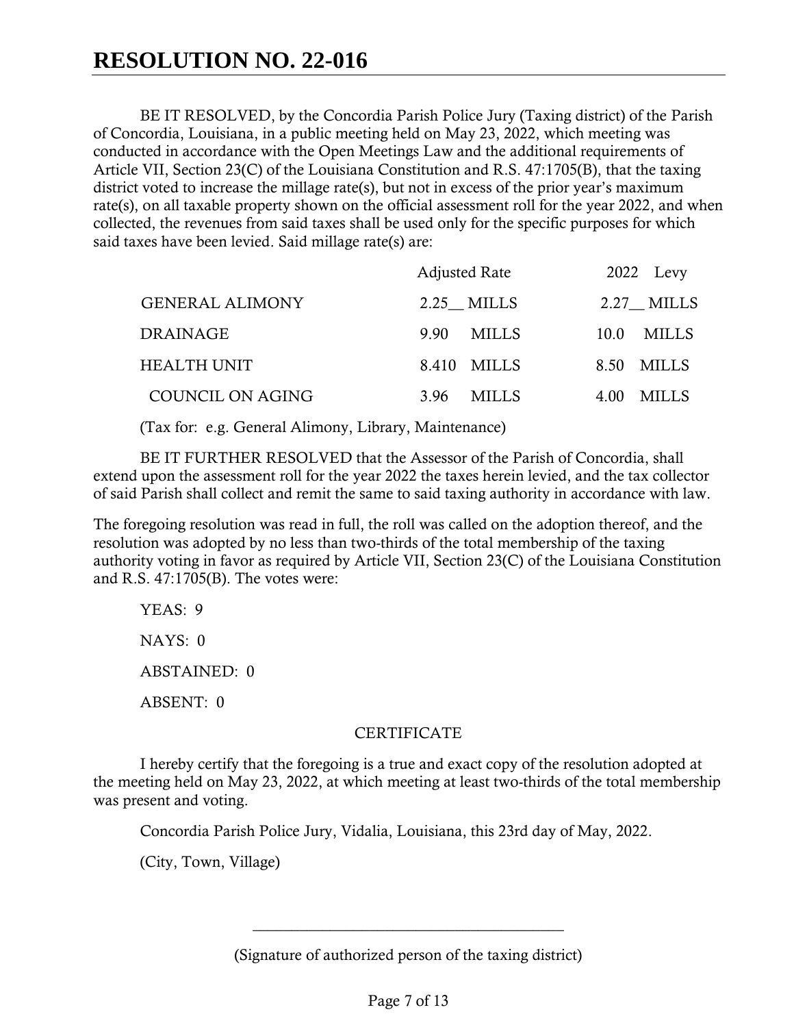# RESOLUTION NO. 22-016

BE IT RESOLVED, by the Concordia Parish Police Jury (Taxing district) of the Parish of Concordia, Louisiana, in a public meeting held on May 23, 2022, which meeting was conducted in accordance with the Open Meetings Law and the additional requirements of Article VII, Section 23(C) of the Louisiana Constitution and R.S. 47:1705(B), that the taxing district voted to increase the millage rate(s), but not in excess of the prior year's maximum rate(s), on all taxable property shown on the official assessment roll for the year 2022, and when collected, the revenues from said taxes shall be used only for the specific purposes for which said taxes have been levied. Said millage rate(s) are:

| | Adjusted Rate | 2022 Levy |
|---|---|---|
| GENERAL ALIMONY | 2.25__ MILLS | 2.27__ MILLS |
| DRAINAGE | 9.90 MILLS | 10.0 MILLS |
| HEALTH UNIT | 8.410 MILLS | 8.50 MILLS |
| COUNCIL ON AGING | 3.96 MILLS | 4.00 MILLS |

(Tax for: e.g. General Alimony, Library, Maintenance)

BE IT FURTHER RESOLVED that the Assessor of the Parish of Concordia, shall extend upon the assessment roll for the year 2022 the taxes herein levied, and the tax collector of said Parish shall collect and remit the same to said taxing authority in accordance with law.

The foregoing resolution was read in full, the roll was called on the adoption thereof, and the resolution was adopted by no less than two-thirds of the total membership of the taxing authority voting in favor as required by Article VII, Section 23(C) of the Louisiana Constitution and R.S. 47:1705(B). The votes were:

YEAS: 9

NAYS: 0

ABSTAINED: 0

ABSENT: 0

CERTIFICATE

I hereby certify that the foregoing is a true and exact copy of the resolution adopted at the meeting held on May 23, 2022, at which meeting at least two-thirds of the total membership was present and voting.

Concordia Parish Police Jury, Vidalia, Louisiana, this 23rd day of May, 2022.

(City, Town, Village)

\_\_\_\_\_\_\_\_\_\_\_\_\_\_\_\_\_\_\_\_\_\_\_\_\_\_\_\_\_\_\_\_\_\_\_\_\_\_\_\_

(Signature of authorized person of the taxing district)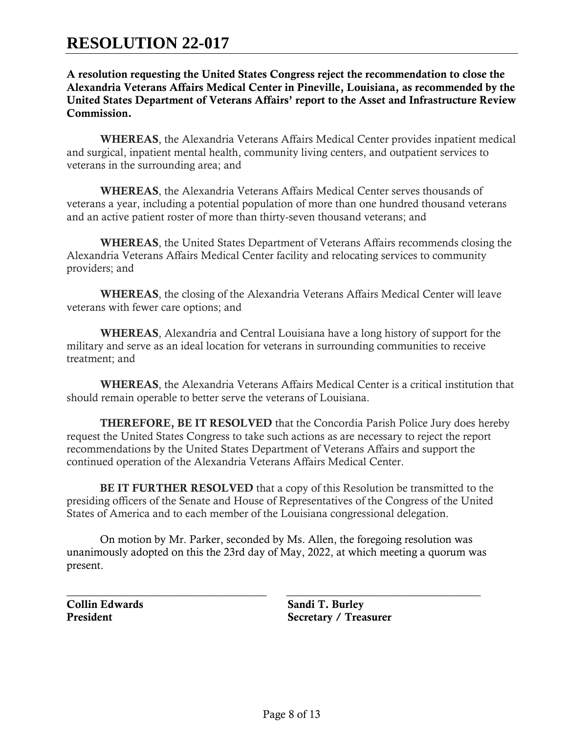# RESOLUTION 22-017

**A resolution requesting the United States Congress reject the recommendation to close the Alexandria Veterans Affairs Medical Center in Pineville, Louisiana, as recommended by the United States Department of Veterans Affairs' report to the Asset and Infrastructure Review Commission.**

**WHEREAS**, the Alexandria Veterans Affairs Medical Center provides inpatient medical and surgical, inpatient mental health, community living centers, and outpatient services to veterans in the surrounding area; and

**WHEREAS**, the Alexandria Veterans Affairs Medical Center serves thousands of veterans a year, including a potential population of more than one hundred thousand veterans and an active patient roster of more than thirty-seven thousand veterans; and

**WHEREAS**, the United States Department of Veterans Affairs recommends closing the Alexandria Veterans Affairs Medical Center facility and relocating services to community providers; and

**WHEREAS**, the closing of the Alexandria Veterans Affairs Medical Center will leave veterans with fewer care options; and

**WHEREAS**, Alexandria and Central Louisiana have a long history of support for the military and serve as an ideal location for veterans in surrounding communities to receive treatment; and

**WHEREAS**, the Alexandria Veterans Affairs Medical Center is a critical institution that should remain operable to better serve the veterans of Louisiana.

**THEREFORE, BE IT RESOLVED** that the Concordia Parish Police Jury does hereby request the United States Congress to take such actions as are necessary to reject the report recommendations by the United States Department of Veterans Affairs and support the continued operation of the Alexandria Veterans Affairs Medical Center.

**BE IT FURTHER RESOLVED** that a copy of this Resolution be transmitted to the presiding officers of the Senate and House of Representatives of the Congress of the United States of America and to each member of the Louisiana congressional delegation.

On motion by Mr. Parker, seconded by Ms. Allen, the foregoing resolution was unanimously adopted on this the 23rd day of May, 2022, at which meeting a quorum was present.

\_\_\_\_\_\_\_\_\_\_\_\_\_\_\_\_\_\_\_\_\_\_\_\_\_\_\_\_\_\_\_\_\_\_\_\_\_\_\_\_
**Collin Edwards**
**President**

\_\_\_\_\_\_\_\_\_\_\_\_\_\_\_\_\_\_\_\_\_\_\_\_\_\_\_\_\_\_\_\_\_\_\_\_\_\_\_\_
**Sandi T. Burley**
**Secretary / Treasurer**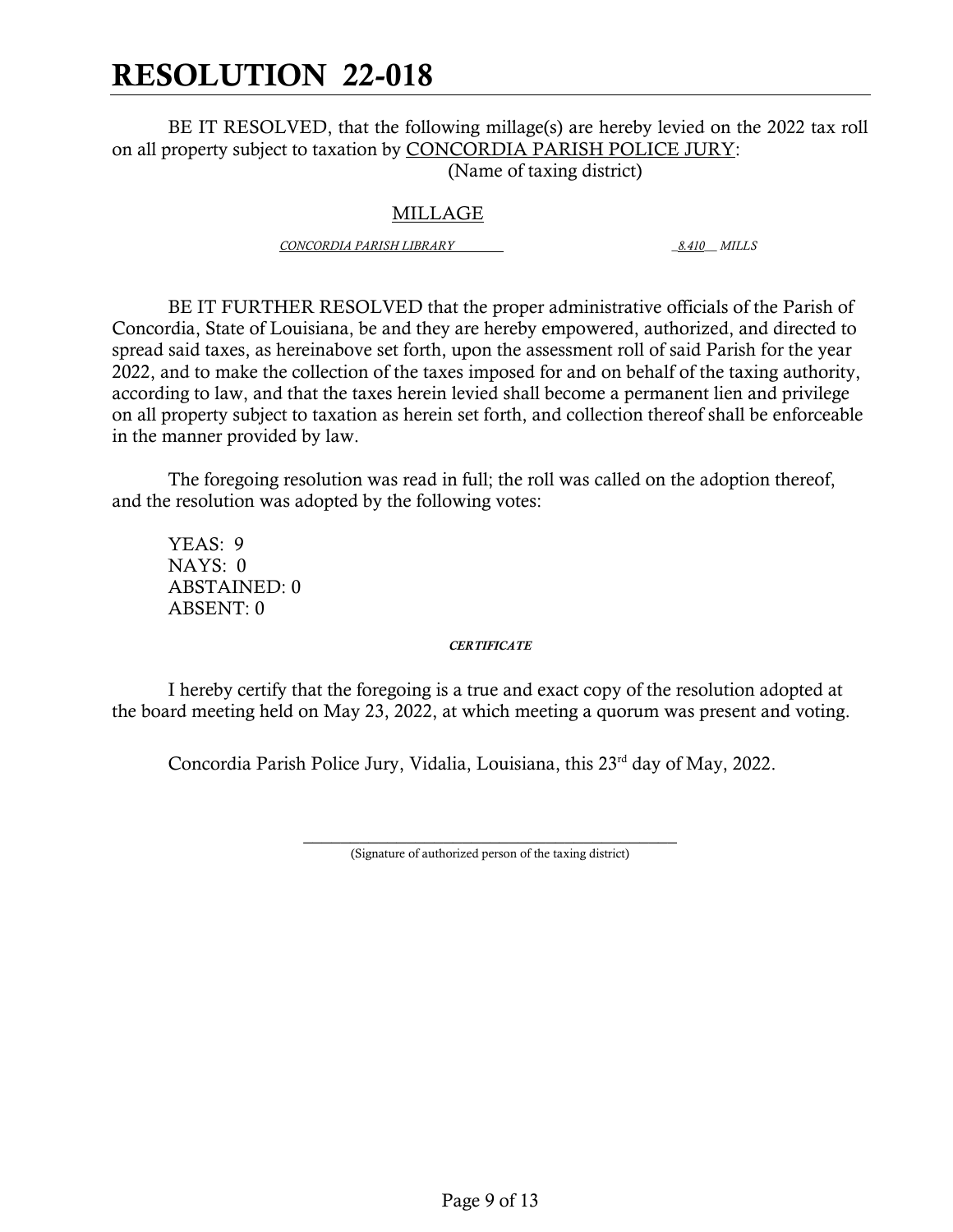# RESOLUTION 22-018

BE IT RESOLVED, that the following millage(s) are hereby levied on the 2022 tax roll on all property subject to taxation by CONCORDIA PARISH POLICE JURY:
(Name of taxing district)

## MILLAGE

*CONCORDIA PARISH LIBRARY* *8.410 MILLS*

BE IT FURTHER RESOLVED that the proper administrative officials of the Parish of Concordia, State of Louisiana, be and they are hereby empowered, authorized, and directed to spread said taxes, as hereinabove set forth, upon the assessment roll of said Parish for the year 2022, and to make the collection of the taxes imposed for and on behalf of the taxing authority, according to law, and that the taxes herein levied shall become a permanent lien and privilege on all property subject to taxation as herein set forth, and collection thereof shall be enforceable in the manner provided by law.

The foregoing resolution was read in full; the roll was called on the adoption thereof, and the resolution was adopted by the following votes:

YEAS: 9
NAYS: 0
ABSTAINED: 0
ABSENT: 0

***CERTIFICATE***

I hereby certify that the foregoing is a true and exact copy of the resolution adopted at the board meeting held on May 23, 2022, at which meeting a quorum was present and voting.

Concordia Parish Police Jury, Vidalia, Louisiana, this 23rd day of May, 2022.

______________________________________
(Signature of authorized person of the taxing district)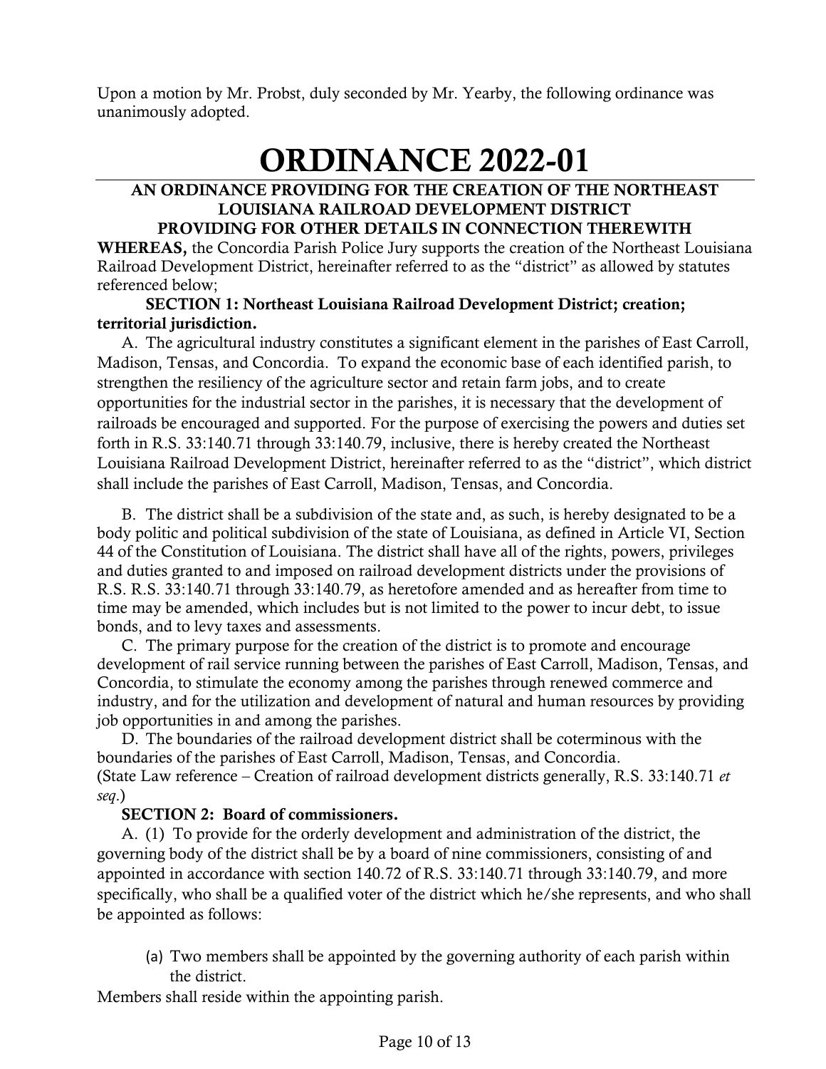Upon a motion by Mr. Probst, duly seconded by Mr. Yearby, the following ordinance was unanimously adopted.

# ORDINANCE 2022-01

**AN ORDINANCE PROVIDING FOR THE CREATION OF THE NORTHEAST LOUISIANA RAILROAD DEVELOPMENT DISTRICT PROVIDING FOR OTHER DETAILS IN CONNECTION THEREWITH**

**WHEREAS,** the Concordia Parish Police Jury supports the creation of the Northeast Louisiana Railroad Development District, hereinafter referred to as the "district" as allowed by statutes referenced below;

**SECTION 1: Northeast Louisiana Railroad Development District; creation; territorial jurisdiction.**

A. The agricultural industry constitutes a significant element in the parishes of East Carroll, Madison, Tensas, and Concordia. To expand the economic base of each identified parish, to strengthen the resiliency of the agriculture sector and retain farm jobs, and to create opportunities for the industrial sector in the parishes, it is necessary that the development of railroads be encouraged and supported. For the purpose of exercising the powers and duties set forth in R.S. 33:140.71 through 33:140.79, inclusive, there is hereby created the Northeast Louisiana Railroad Development District, hereinafter referred to as the "district", which district shall include the parishes of East Carroll, Madison, Tensas, and Concordia.

B. The district shall be a subdivision of the state and, as such, is hereby designated to be a body politic and political subdivision of the state of Louisiana, as defined in Article VI, Section 44 of the Constitution of Louisiana. The district shall have all of the rights, powers, privileges and duties granted to and imposed on railroad development districts under the provisions of R.S. R.S. 33:140.71 through 33:140.79, as heretofore amended and as hereafter from time to time may be amended, which includes but is not limited to the power to incur debt, to issue bonds, and to levy taxes and assessments.

C. The primary purpose for the creation of the district is to promote and encourage development of rail service running between the parishes of East Carroll, Madison, Tensas, and Concordia, to stimulate the economy among the parishes through renewed commerce and industry, and for the utilization and development of natural and human resources by providing job opportunities in and among the parishes.

D. The boundaries of the railroad development district shall be coterminous with the boundaries of the parishes of East Carroll, Madison, Tensas, and Concordia.

(State Law reference – Creation of railroad development districts generally, R.S. 33:140.71 *et seq*.)

**SECTION 2: Board of commissioners.**

A. (1) To provide for the orderly development and administration of the district, the governing body of the district shall be by a board of nine commissioners, consisting of and appointed in accordance with section 140.72 of R.S. 33:140.71 through 33:140.79, and more specifically, who shall be a qualified voter of the district which he/she represents, and who shall be appointed as follows:

(a) Two members shall be appointed by the governing authority of each parish within the district.

Members shall reside within the appointing parish.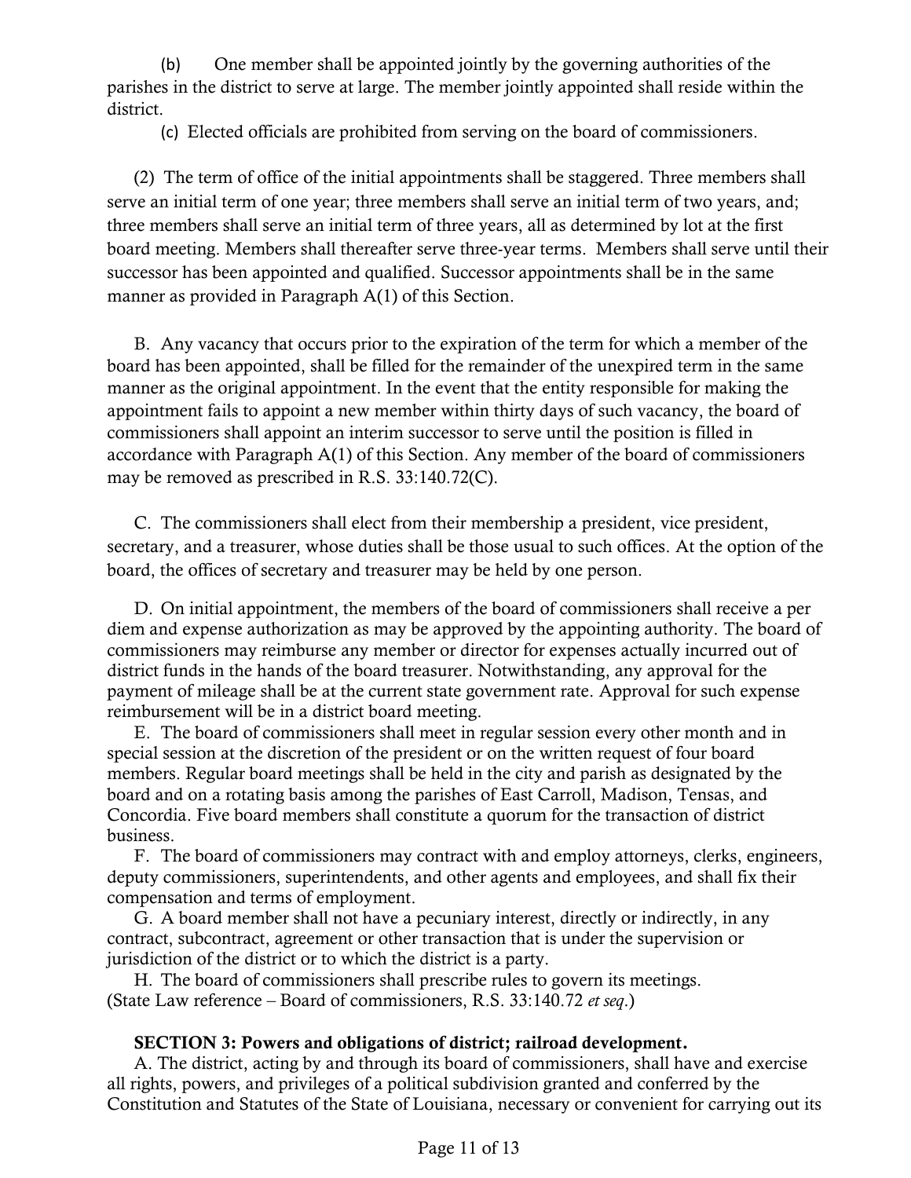(b) One member shall be appointed jointly by the governing authorities of the parishes in the district to serve at large. The member jointly appointed shall reside within the district.

(c) Elected officials are prohibited from serving on the board of commissioners.

(2) The term of office of the initial appointments shall be staggered. Three members shall serve an initial term of one year; three members shall serve an initial term of two years, and; three members shall serve an initial term of three years, all as determined by lot at the first board meeting. Members shall thereafter serve three-year terms. Members shall serve until their successor has been appointed and qualified. Successor appointments shall be in the same manner as provided in Paragraph A(1) of this Section.

B. Any vacancy that occurs prior to the expiration of the term for which a member of the board has been appointed, shall be filled for the remainder of the unexpired term in the same manner as the original appointment. In the event that the entity responsible for making the appointment fails to appoint a new member within thirty days of such vacancy, the board of commissioners shall appoint an interim successor to serve until the position is filled in accordance with Paragraph A(1) of this Section. Any member of the board of commissioners may be removed as prescribed in R.S. 33:140.72(C).

C. The commissioners shall elect from their membership a president, vice president, secretary, and a treasurer, whose duties shall be those usual to such offices. At the option of the board, the offices of secretary and treasurer may be held by one person.

D. On initial appointment, the members of the board of commissioners shall receive a per diem and expense authorization as may be approved by the appointing authority. The board of commissioners may reimburse any member or director for expenses actually incurred out of district funds in the hands of the board treasurer. Notwithstanding, any approval for the payment of mileage shall be at the current state government rate. Approval for such expense reimbursement will be in a district board meeting.

E. The board of commissioners shall meet in regular session every other month and in special session at the discretion of the president or on the written request of four board members. Regular board meetings shall be held in the city and parish as designated by the board and on a rotating basis among the parishes of East Carroll, Madison, Tensas, and Concordia. Five board members shall constitute a quorum for the transaction of district business.

F. The board of commissioners may contract with and employ attorneys, clerks, engineers, deputy commissioners, superintendents, and other agents and employees, and shall fix their compensation and terms of employment.

G. A board member shall not have a pecuniary interest, directly or indirectly, in any contract, subcontract, agreement or other transaction that is under the supervision or jurisdiction of the district or to which the district is a party.

H. The board of commissioners shall prescribe rules to govern its meetings.
(State Law reference – Board of commissioners, R.S. 33:140.72 *et seq.*)

**SECTION 3: Powers and obligations of district; railroad development.**

A. The district, acting by and through its board of commissioners, shall have and exercise all rights, powers, and privileges of a political subdivision granted and conferred by the Constitution and Statutes of the State of Louisiana, necessary or convenient for carrying out its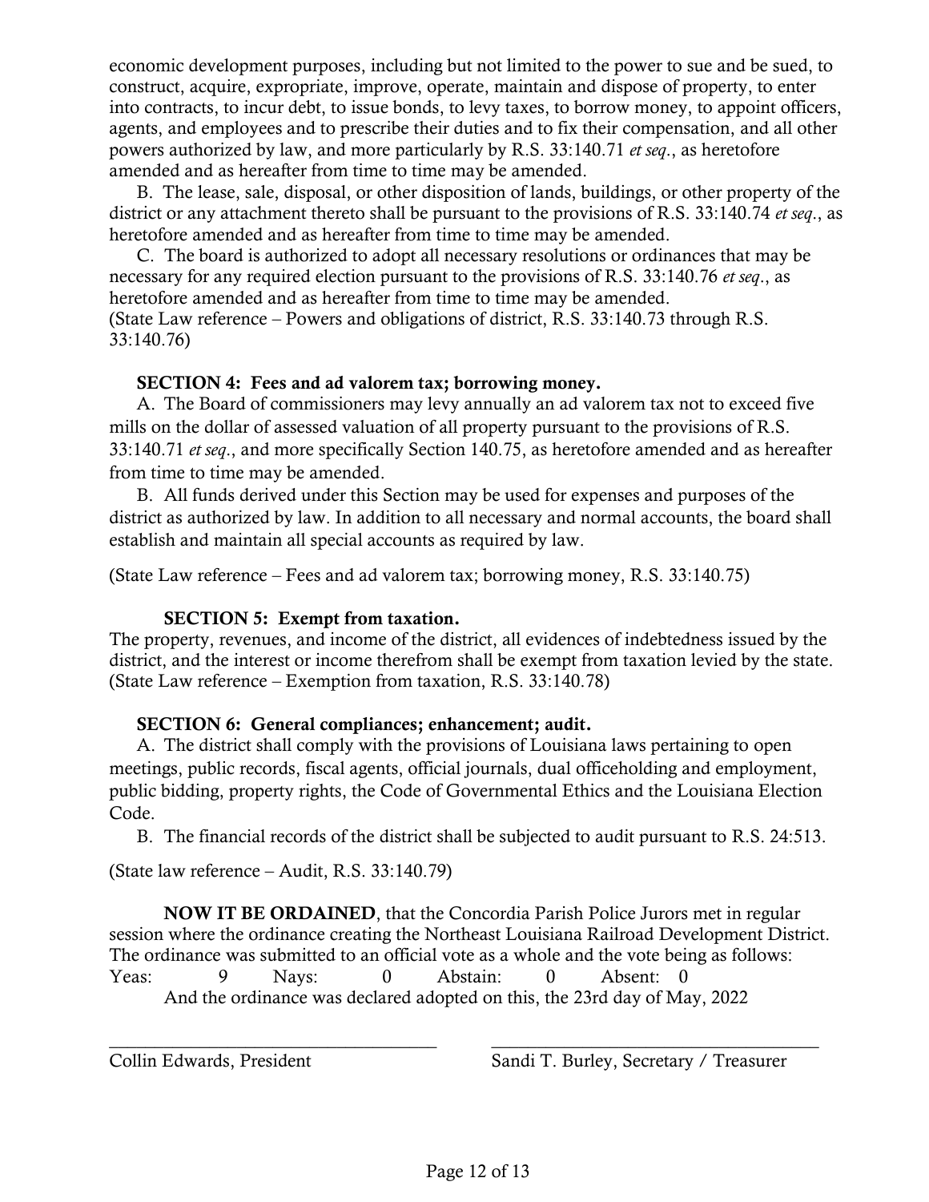economic development purposes, including but not limited to the power to sue and be sued, to construct, acquire, expropriate, improve, operate, maintain and dispose of property, to enter into contracts, to incur debt, to issue bonds, to levy taxes, to borrow money, to appoint officers, agents, and employees and to prescribe their duties and to fix their compensation, and all other powers authorized by law, and more particularly by R.S. 33:140.71 *et seq*., as heretofore amended and as hereafter from time to time may be amended.

B. The lease, sale, disposal, or other disposition of lands, buildings, or other property of the district or any attachment thereto shall be pursuant to the provisions of R.S. 33:140.74 *et seq*., as heretofore amended and as hereafter from time to time may be amended.

C. The board is authorized to adopt all necessary resolutions or ordinances that may be necessary for any required election pursuant to the provisions of R.S. 33:140.76 *et seq*., as heretofore amended and as hereafter from time to time may be amended.
(State Law reference – Powers and obligations of district, R.S. 33:140.73 through R.S. 33:140.76)

**SECTION 4: Fees and ad valorem tax; borrowing money.**

A. The Board of commissioners may levy annually an ad valorem tax not to exceed five mills on the dollar of assessed valuation of all property pursuant to the provisions of R.S. 33:140.71 *et seq*., and more specifically Section 140.75, as heretofore amended and as hereafter from time to time may be amended.

B. All funds derived under this Section may be used for expenses and purposes of the district as authorized by law. In addition to all necessary and normal accounts, the board shall establish and maintain all special accounts as required by law.

(State Law reference – Fees and ad valorem tax; borrowing money, R.S. 33:140.75)

**SECTION 5: Exempt from taxation.**

The property, revenues, and income of the district, all evidences of indebtedness issued by the district, and the interest or income therefrom shall be exempt from taxation levied by the state.
(State Law reference – Exemption from taxation, R.S. 33:140.78)

**SECTION 6: General compliances; enhancement; audit.**

A. The district shall comply with the provisions of Louisiana laws pertaining to open meetings, public records, fiscal agents, official journals, dual officeholding and employment, public bidding, property rights, the Code of Governmental Ethics and the Louisiana Election Code.

B. The financial records of the district shall be subjected to audit pursuant to R.S. 24:513.

(State law reference – Audit, R.S. 33:140.79)

**NOW IT BE ORDAINED**, that the Concordia Parish Police Jurors met in regular session where the ordinance creating the Northeast Louisiana Railroad Development District. The ordinance was submitted to an official vote as a whole and the vote being as follows:
Yeas: 9 Nays: 0 Abstain: 0 Absent: 0
And the ordinance was declared adopted on this, the 23rd day of May, 2022

\_\_\_\_\_\_\_\_\_\_\_\_\_\_\_\_\_\_\_\_\_\_\_\_\_\_\_\_\_\_\_\_
Collin Edwards, President

\_\_\_\_\_\_\_\_\_\_\_\_\_\_\_\_\_\_\_\_\_\_\_\_\_\_\_\_\_\_\_\_
Sandi T. Burley, Secretary / Treasurer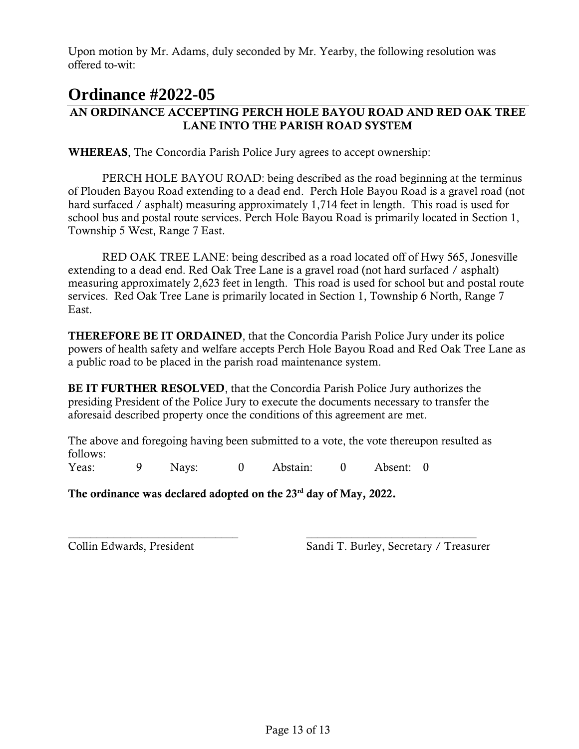Upon motion by Mr. Adams, duly seconded by Mr. Yearby, the following resolution was offered to-wit:

# Ordinance #2022-05

**AN ORDINANCE ACCEPTING PERCH HOLE BAYOU ROAD AND RED OAK TREE LANE INTO THE PARISH ROAD SYSTEM**

**WHEREAS**, The Concordia Parish Police Jury agrees to accept ownership:

PERCH HOLE BAYOU ROAD: being described as the road beginning at the terminus of Plouden Bayou Road extending to a dead end. Perch Hole Bayou Road is a gravel road (not hard surfaced / asphalt) measuring approximately 1,714 feet in length. This road is used for school bus and postal route services. Perch Hole Bayou Road is primarily located in Section 1, Township 5 West, Range 7 East.

RED OAK TREE LANE: being described as a road located off of Hwy 565, Jonesville extending to a dead end. Red Oak Tree Lane is a gravel road (not hard surfaced / asphalt) measuring approximately 2,623 feet in length. This road is used for school but and postal route services. Red Oak Tree Lane is primarily located in Section 1, Township 6 North, Range 7 East.

**THEREFORE BE IT ORDAINED**, that the Concordia Parish Police Jury under its police powers of health safety and welfare accepts Perch Hole Bayou Road and Red Oak Tree Lane as a public road to be placed in the parish road maintenance system.

**BE IT FURTHER RESOLVED**, that the Concordia Parish Police Jury authorizes the presiding President of the Police Jury to execute the documents necessary to transfer the aforesaid described property once the conditions of this agreement are met.

The above and foregoing having been submitted to a vote, the vote thereupon resulted as follows:

Yeas: 9 Nays: 0 Abstain: 0 Absent: 0

**The ordinance was declared adopted on the 23rd day of May, 2022.**

\_\_\_\_\_\_\_\_\_\_\_\_\_\_\_\_\_\_\_\_\_\_\_\_\_\_\_\_\_\_ \_\_\_\_\_\_\_\_\_\_\_\_\_\_\_\_\_\_\_\_\_\_\_\_\_\_\_\_\_\_

Collin Edwards, President Sandi T. Burley, Secretary / Treasurer